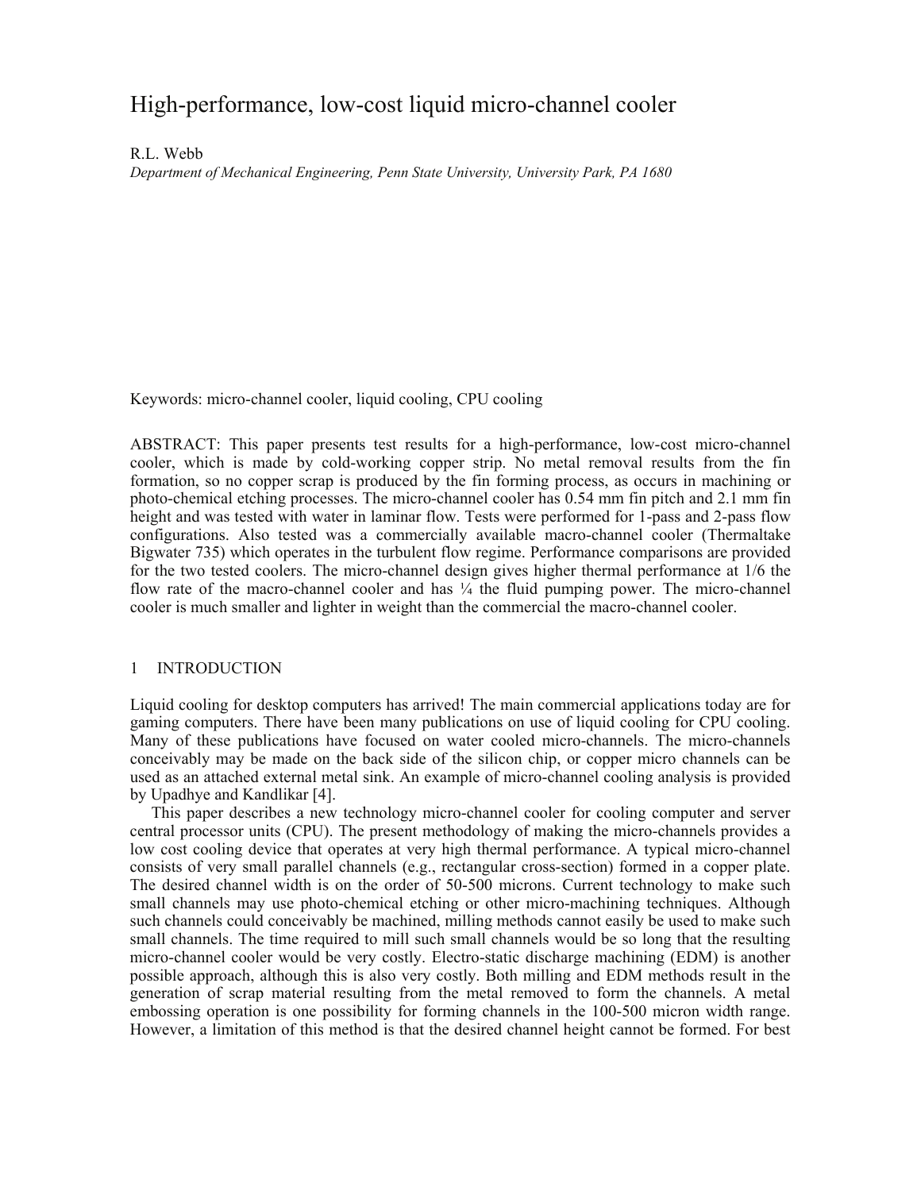# High-performance, low-cost liquid micro-channel cooler

R.L. Webb

*Department of Mechanical Engineering, Penn State University, University Park, PA 1680*

Keywords: micro-channel cooler, liquid cooling, CPU cooling

ABSTRACT: This paper presents test results for a high-performance, low-cost micro-channel cooler, which is made by cold-working copper strip. No metal removal results from the fin formation, so no copper scrap is produced by the fin forming process, as occurs in machining or photo-chemical etching processes. The micro-channel cooler has 0.54 mm fin pitch and 2.1 mm fin height and was tested with water in laminar flow. Tests were performed for 1-pass and 2-pass flow configurations. Also tested was a commercially available macro-channel cooler (Thermaltake Bigwater 735) which operates in the turbulent flow regime. Performance comparisons are provided for the two tested coolers. The micro-channel design gives higher thermal performance at 1/6 the flow rate of the macro-channel cooler and has ¼ the fluid pumping power. The micro-channel cooler is much smaller and lighter in weight than the commercial the macro-channel cooler.

## 1 INTRODUCTION

Liquid cooling for desktop computers has arrived! The main commercial applications today are for gaming computers. There have been many publications on use of liquid cooling for CPU cooling. Many of these publications have focused on water cooled micro-channels. The micro-channels conceivably may be made on the back side of the silicon chip, or copper micro channels can be used as an attached external metal sink. An example of micro-channel cooling analysis is provided by Upadhye and Kandlikar [4].

This paper describes a new technology micro-channel cooler for cooling computer and server central processor units (CPU). The present methodology of making the micro-channels provides a low cost cooling device that operates at very high thermal performance. A typical micro-channel consists of very small parallel channels (e.g., rectangular cross-section) formed in a copper plate. The desired channel width is on the order of 50-500 microns. Current technology to make such small channels may use photo-chemical etching or other micro-machining techniques. Although such channels could conceivably be machined, milling methods cannot easily be used to make such small channels. The time required to mill such small channels would be so long that the resulting micro-channel cooler would be very costly. Electro-static discharge machining (EDM) is another possible approach, although this is also very costly. Both milling and EDM methods result in the generation of scrap material resulting from the metal removed to form the channels. A metal embossing operation is one possibility for forming channels in the 100-500 micron width range. However, a limitation of this method is that the desired channel height cannot be formed. For best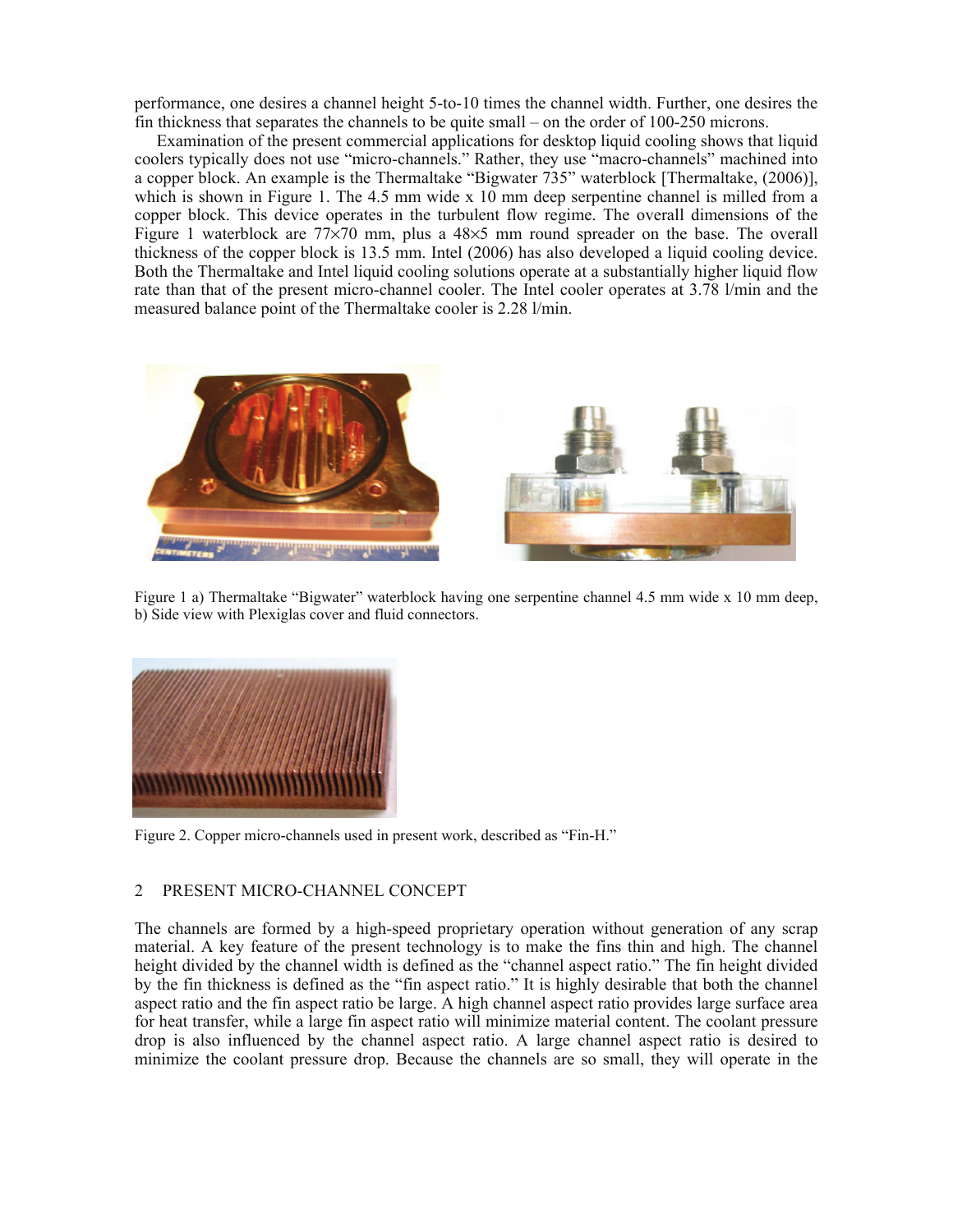performance, one desires a channel height 5-to-10 times the channel width. Further, one desires the fin thickness that separates the channels to be quite small – on the order of 100-250 microns.

Examination of the present commercial applications for desktop liquid cooling shows that liquid coolers typically does not use “micro-channels.” Rather, they use “macro-channels” machined into a copper block. An example is the Thermaltake “Bigwater 735” waterblock [Thermaltake, (2006)], which is shown in Figure 1. The 4.5 mm wide x 10 mm deep serpentine channel is milled from a copper block. This device operates in the turbulent flow regime. The overall dimensions of the Figure 1 waterblock are 77×70 mm, plus a 48×5 mm round spreader on the base. The overall thickness of the copper block is 13.5 mm. Intel (2006) has also developed a liquid cooling device. Both the Thermaltake and Intel liquid cooling solutions operate at a substantially higher liquid flow rate than that of the present micro-channel cooler. The Intel cooler operates at 3.78 l/min and the measured balance point of the Thermaltake cooler is 2.28 l/min.

Figure 1 a) Thermaltake “Bigwater” waterblock having one serpentine channel 4.5 mm wide x 10 mm deep, b) Side view with Plexiglas cover and fluid connectors.

Figure 2. Copper micro-channels used in present work, described as “Fin-H.”

## 2 PRESENT MICRO-CHANNEL CONCEPT

The channels are formed by a high-speed proprietary operation without generation of any scrap material. A key feature of the present technology is to make the fins thin and high. The channel height divided by the channel width is defined as the “channel aspect ratio.” The fin height divided by the fin thickness is defined as the “fin aspect ratio.” It is highly desirable that both the channel aspect ratio and the fin aspect ratio be large. A high channel aspect ratio provides large surface area for heat transfer, while a large fin aspect ratio will minimize material content. The coolant pressure drop is also influenced by the channel aspect ratio. A large channel aspect ratio is desired to minimize the coolant pressure drop. Because the channels are so small, they will operate in the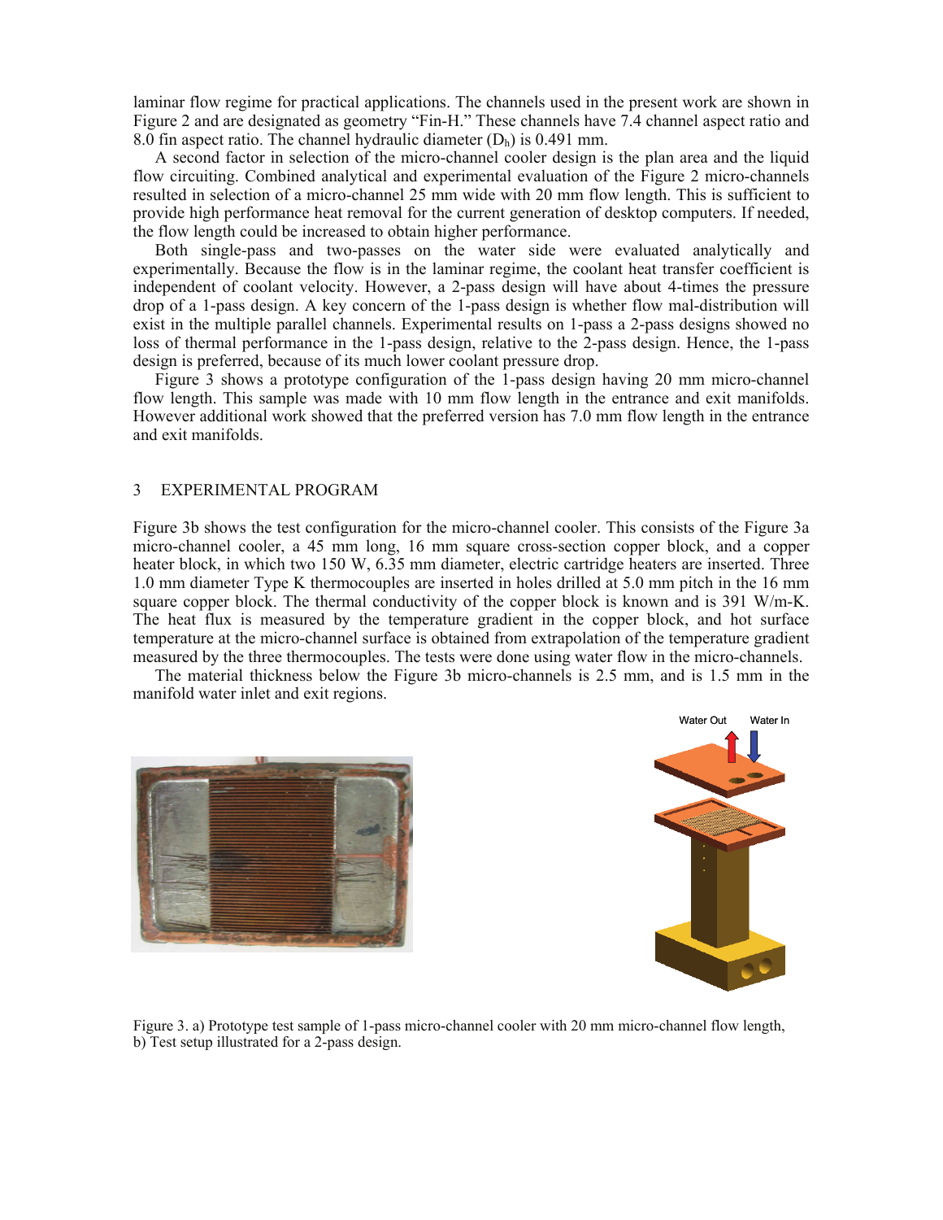laminar flow regime for practical applications. The channels used in the present work are shown in Figure 2 and are designated as geometry "Fin-H." These channels have 7.4 channel aspect ratio and 8.0 fin aspect ratio. The channel hydraulic diameter ($D_h$) is 0.491 mm.

A second factor in selection of the micro-channel cooler design is the plan area and the liquid flow circuiting. Combined analytical and experimental evaluation of the Figure 2 micro-channels resulted in selection of a micro-channel 25 mm wide with 20 mm flow length. This is sufficient to provide high performance heat removal for the current generation of desktop computers. If needed, the flow length could be increased to obtain higher performance.

Both single-pass and two-passes on the water side were evaluated analytically and experimentally. Because the flow is in the laminar regime, the coolant heat transfer coefficient is independent of coolant velocity. However, a 2-pass design will have about 4-times the pressure drop of a 1-pass design. A key concern of the 1-pass design is whether flow mal-distribution will exist in the multiple parallel channels. Experimental results on 1-pass a 2-pass designs showed no loss of thermal performance in the 1-pass design, relative to the 2-pass design. Hence, the 1-pass design is preferred, because of its much lower coolant pressure drop.

Figure 3 shows a prototype configuration of the 1-pass design having 20 mm micro-channel flow length. This sample was made with 10 mm flow length in the entrance and exit manifolds. However additional work showed that the preferred version has 7.0 mm flow length in the entrance and exit manifolds.

## 3 EXPERIMENTAL PROGRAM

Figure 3b shows the test configuration for the micro-channel cooler. This consists of the Figure 3a micro-channel cooler, a 45 mm long, 16 mm square cross-section copper block, and a copper heater block, in which two 150 W, 6.35 mm diameter, electric cartridge heaters are inserted. Three 1.0 mm diameter Type K thermocouples are inserted in holes drilled at 5.0 mm pitch in the 16 mm square copper block. The thermal conductivity of the copper block is known and is 391 W/m-K. The heat flux is measured by the temperature gradient in the copper block, and hot surface temperature at the micro-channel surface is obtained from extrapolation of the temperature gradient measured by the three thermocouples. The tests were done using water flow in the micro-channels.

The material thickness below the Figure 3b micro-channels is 2.5 mm, and is 1.5 mm in the manifold water inlet and exit regions.

Figure 3. a) Prototype test sample of 1-pass micro-channel cooler with 20 mm micro-channel flow length, b) Test setup illustrated for a 2-pass design.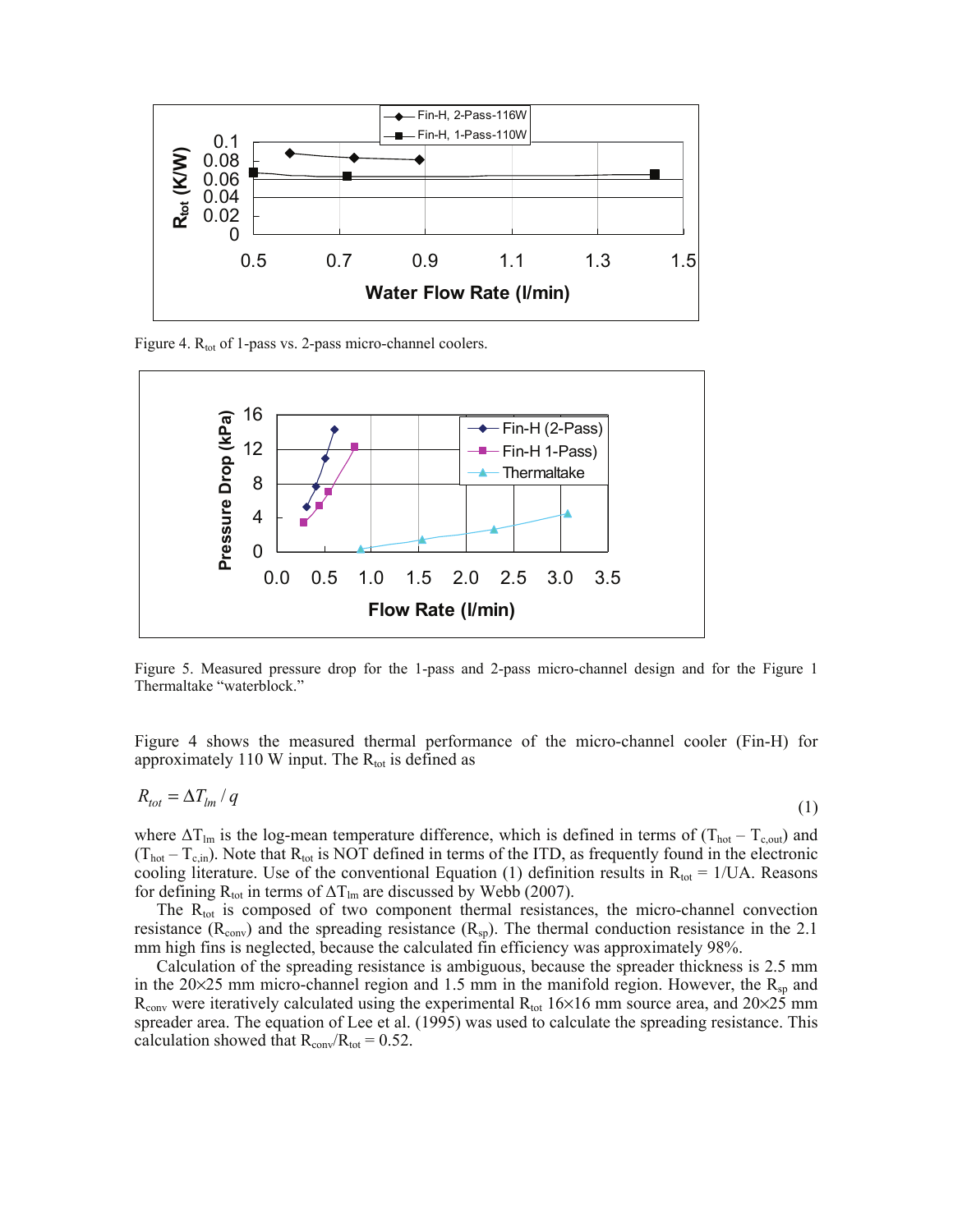Figure 4. $R_{tot}$ of 1-pass vs. 2-pass micro-channel coolers.

Figure 5. Measured pressure drop for the 1-pass and 2-pass micro-channel design and for the Figure 1 Thermaltake "waterblock."

Figure 4 shows the measured thermal performance of the micro-channel cooler (Fin-H) for approximately 110 W input. The $R_{tot}$ is defined as

$$R_{tot} = \Delta T_{lm} / q \tag{1}$$

where $\Delta T_{lm}$ is the log-mean temperature difference, which is defined in terms of ($T_{hot} - T_{c,out}$) and ($T_{hot} - T_{c,in}$). Note that $R_{tot}$ is NOT defined in terms of the ITD, as frequently found in the electronic cooling literature. Use of the conventional Equation (1) definition results in $R_{tot} = 1/UA$. Reasons for defining $R_{tot}$ in terms of $\Delta T_{lm}$ are discussed by Webb (2007).

The $R_{tot}$ is composed of two component thermal resistances, the micro-channel convection resistance ($R_{conv}$) and the spreading resistance ($R_{sp}$). The thermal conduction resistance in the 2.1 mm high fins is neglected, because the calculated fin efficiency was approximately 98%.

Calculation of the spreading resistance is ambiguous, because the spreader thickness is 2.5 mm in the 20×25 mm micro-channel region and 1.5 mm in the manifold region. However, the $R_{sp}$ and $R_{conv}$ were iteratively calculated using the experimental $R_{tot}$ 16×16 mm source area, and 20×25 mm spreader area. The equation of Lee et al. (1995) was used to calculate the spreading resistance. This calculation showed that $R_{conv}/R_{tot} = 0.52$.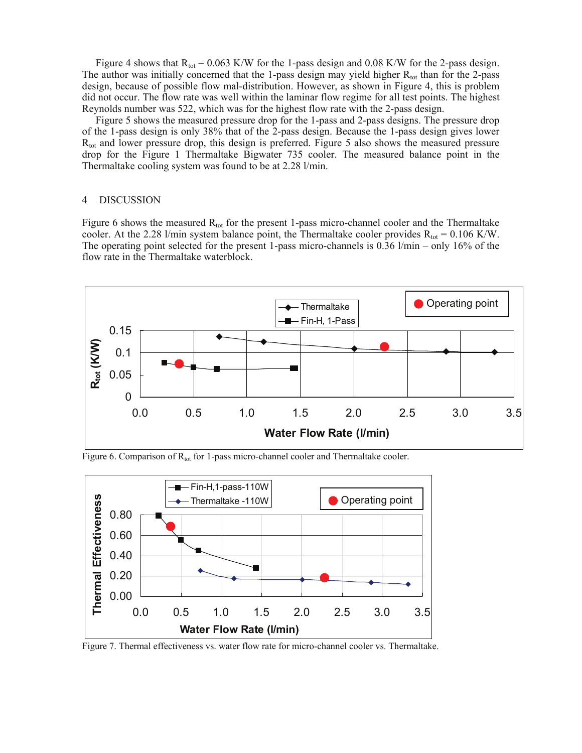Figure 4 shows that $R_{tot}$ = 0.063 K/W for the 1-pass design and 0.08 K/W for the 2-pass design. The author was initially concerned that the 1-pass design may yield higher $R_{tot}$ than for the 2-pass design, because of possible flow mal-distribution. However, as shown in Figure 4, this is problem did not occur. The flow rate was well within the laminar flow regime for all test points. The highest Reynolds number was 522, which was for the highest flow rate with the 2-pass design.

Figure 5 shows the measured pressure drop for the 1-pass and 2-pass designs. The pressure drop of the 1-pass design is only 38% that of the 2-pass design. Because the 1-pass design gives lower $R_{tot}$ and lower pressure drop, this design is preferred. Figure 5 also shows the measured pressure drop for the Figure 1 Thermaltake Bigwater 735 cooler. The measured balance point in the Thermaltake cooling system was found to be at 2.28 l/min.

## 4 DISCUSSION

Figure 6 shows the measured $R_{tot}$ for the present 1-pass micro-channel cooler and the Thermaltake cooler. At the 2.28 l/min system balance point, the Thermaltake cooler provides $R_{tot}$ = 0.106 K/W. The operating point selected for the present 1-pass micro-channels is 0.36 l/min – only 16% of the flow rate in the Thermaltake waterblock.

Figure 6. Comparison of $R_{tot}$ for 1-pass micro-channel cooler and Thermaltake cooler.

Figure 7. Thermal effectiveness vs. water flow rate for micro-channel cooler vs. Thermaltake.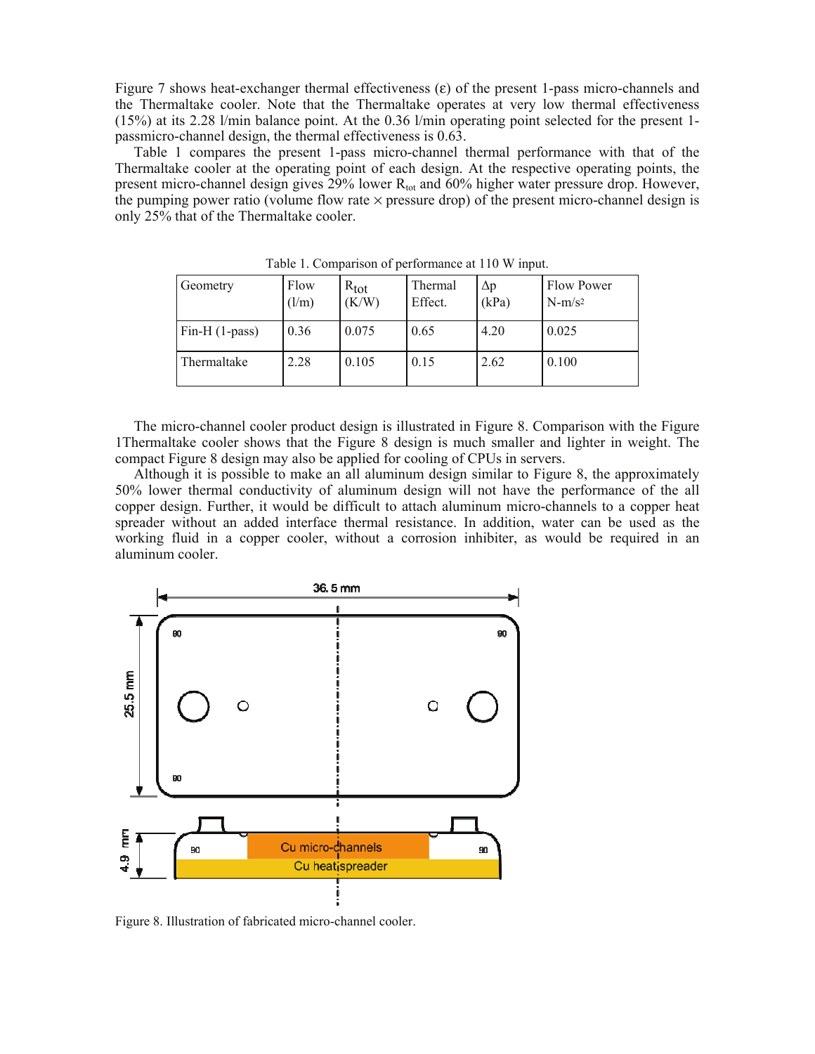Figure 7 shows heat-exchanger thermal effectiveness (ε) of the present 1-pass micro-channels and the Thermaltake cooler. Note that the Thermaltake operates at very low thermal effectiveness (15%) at its 2.28 l/min balance point. At the 0.36 l/min operating point selected for the present 1-passmicro-channel design, the thermal effectiveness is 0.63.

Table 1 compares the present 1-pass micro-channel thermal performance with that of the Thermaltake cooler at the operating point of each design. At the respective operating points, the present micro-channel design gives 29% lower $R_{tot}$ and 60% higher water pressure drop. However, the pumping power ratio (volume flow rate × pressure drop) of the present micro-channel design is only 25% that of the Thermaltake cooler.

Table 1. Comparison of performance at 110 W input.

| Geometry | Flow (l/m) | $R_{tot}$ (K/W) | Thermal Effect. | Δp (kPa) | Flow Power N-m/s[2] |
|---|---|---|---|---|---|
| Fin-H (1-pass) | 0.36 | 0.075 | 0.65 | 4.20 | 0.025 |
| Thermaltake | 2.28 | 0.105 | 0.15 | 2.62 | 0.100 |

The micro-channel cooler product design is illustrated in Figure 8. Comparison with the Figure 1Thermaltake cooler shows that the Figure 8 design is much smaller and lighter in weight. The compact Figure 8 design may also be applied for cooling of CPUs in servers.

Although it is possible to make an all aluminum design similar to Figure 8, the approximately 50% lower thermal conductivity of aluminum design will not have the performance of the all copper design. Further, it would be difficult to attach aluminum micro-channels to a copper heat spreader without an added interface thermal resistance. In addition, water can be used as the working fluid in a copper cooler, without a corrosion inhibiter, as would be required in an aluminum cooler.

Figure 8. Illustration of fabricated micro-channel cooler.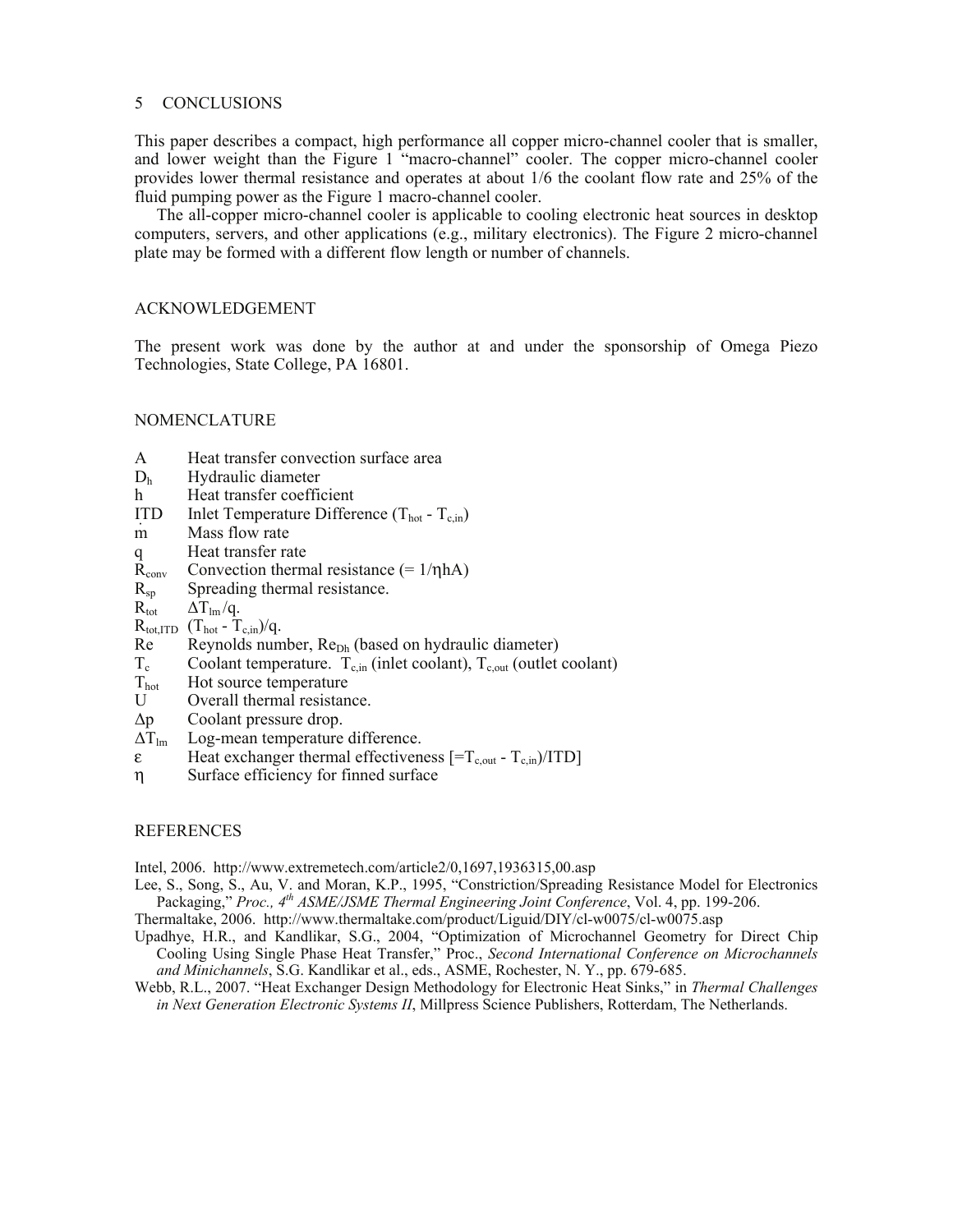## 5 CONCLUSIONS

This paper describes a compact, high performance all copper micro-channel cooler that is smaller, and lower weight than the Figure 1 "macro-channel" cooler. The copper micro-channel cooler provides lower thermal resistance and operates at about 1/6 the coolant flow rate and 25% of the fluid pumping power as the Figure 1 macro-channel cooler.

The all-copper micro-channel cooler is applicable to cooling electronic heat sources in desktop computers, servers, and other applications (e.g., military electronics). The Figure 2 micro-channel plate may be formed with a different flow length or number of channels.

## ACKNOWLEDGEMENT

The present work was done by the author at and under the sponsorship of Omega Piezo Technologies, State College, PA 16801.

## NOMENCLATURE

| | |
|---|---|
| $A$ | Heat transfer convection surface area |
| $D_h$ | Hydraulic diameter |
| $h$ | Heat transfer coefficient |
| ITD | Inlet Temperature Difference ($T_{hot}$ - $T_{c,in}$) |
| $\dot{m}$ | Mass flow rate |
| $q$ | Heat transfer rate |
| $R_{conv}$ | Convection thermal resistance ($= 1/\eta hA$) |
| $R_{sp}$ | Spreading thermal resistance. |
| $R_{tot}$ | $\Delta T_{lm}/q$. |
| $R_{tot,ITD}$ | $(T_{hot} - T_{c,in})/q$. |
| Re | Reynolds number, $Re_{Dh}$ (based on hydraulic diameter) |
| $T_c$ | Coolant temperature. $T_{c,in}$ (inlet coolant), $T_{c,out}$ (outlet coolant) |
| $T_{hot}$ | Hot source temperature |
| U | Overall thermal resistance. |
| $\Delta p$ | Coolant pressure drop. |
| $\Delta T_{lm}$ | Log-mean temperature difference. |
| $\varepsilon$ | Heat exchanger thermal effectiveness [$=T_{c,out} - T_{c,in})$/ITD] |
| $\eta$ | Surface efficiency for finned surface |

## REFERENCES

Intel, 2006. http://www.extremetech.com/article2/0,1697,1936315,00.asp

Lee, S., Song, S., Au, V. and Moran, K.P., 1995, "Constriction/Spreading Resistance Model for Electronics Packaging," *Proc., 4th ASME/JSME Thermal Engineering Joint Conference*, Vol. 4, pp. 199-206.

Thermaltake, 2006. http://www.thermaltake.com/product/Liguid/DIY/cl-w0075/cl-w0075.asp

Upadhye, H.R., and Kandlikar, S.G., 2004, "Optimization of Microchannel Geometry for Direct Chip Cooling Using Single Phase Heat Transfer," Proc., *Second International Conference on Microchannels and Minichannels*, S.G. Kandlikar et al., eds., ASME, Rochester, N. Y., pp. 679-685.

Webb, R.L., 2007. "Heat Exchanger Design Methodology for Electronic Heat Sinks," in *Thermal Challenges in Next Generation Electronic Systems II*, Millpress Science Publishers, Rotterdam, The Netherlands.